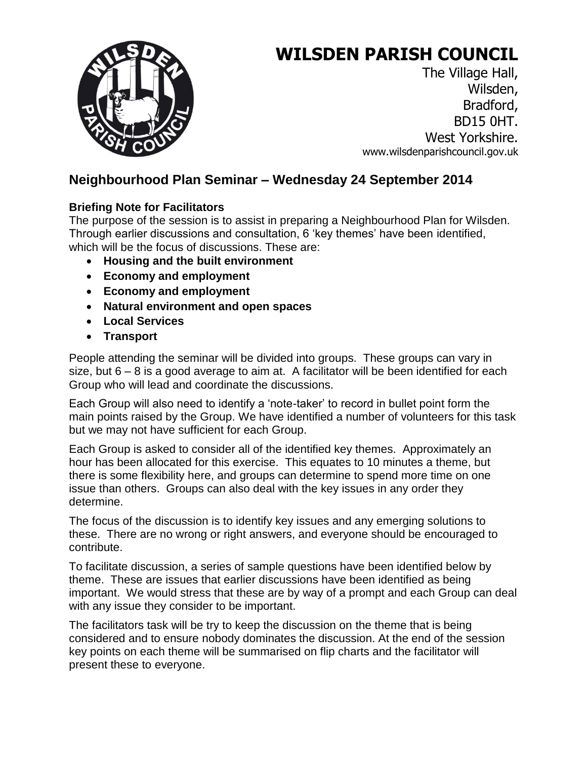# WILSDEN PARISH COUNCIL

The Village Hall,
Wilsden,
Bradford,
BD15 0HT.
West Yorkshire.
www.wilsdenparishcouncil.gov.uk

## Neighbourhood Plan Seminar – Wednesday 24 September 2014

### Briefing Note for Facilitators

The purpose of the session is to assist in preparing a Neighbourhood Plan for Wilsden. Through earlier discussions and consultation, 6 'key themes' have been identified, which will be the focus of discussions. These are:

- **Housing and the built environment**
- **Economy and employment**
- **Economy and employment**
- **Natural environment and open spaces**
- **Local Services**
- **Transport**

People attending the seminar will be divided into groups. These groups can vary in size, but 6 – 8 is a good average to aim at. A facilitator will be been identified for each Group who will lead and coordinate the discussions.

Each Group will also need to identify a 'note-taker' to record in bullet point form the main points raised by the Group. We have identified a number of volunteers for this task but we may not have sufficient for each Group.

Each Group is asked to consider all of the identified key themes. Approximately an hour has been allocated for this exercise. This equates to 10 minutes a theme, but there is some flexibility here, and groups can determine to spend more time on one issue than others. Groups can also deal with the key issues in any order they determine.

The focus of the discussion is to identify key issues and any emerging solutions to these. There are no wrong or right answers, and everyone should be encouraged to contribute.

To facilitate discussion, a series of sample questions have been identified below by theme. These are issues that earlier discussions have been identified as being important. We would stress that these are by way of a prompt and each Group can deal with any issue they consider to be important.

The facilitators task will be try to keep the discussion on the theme that is being considered and to ensure nobody dominates the discussion. At the end of the session key points on each theme will be summarised on flip charts and the facilitator will present these to everyone.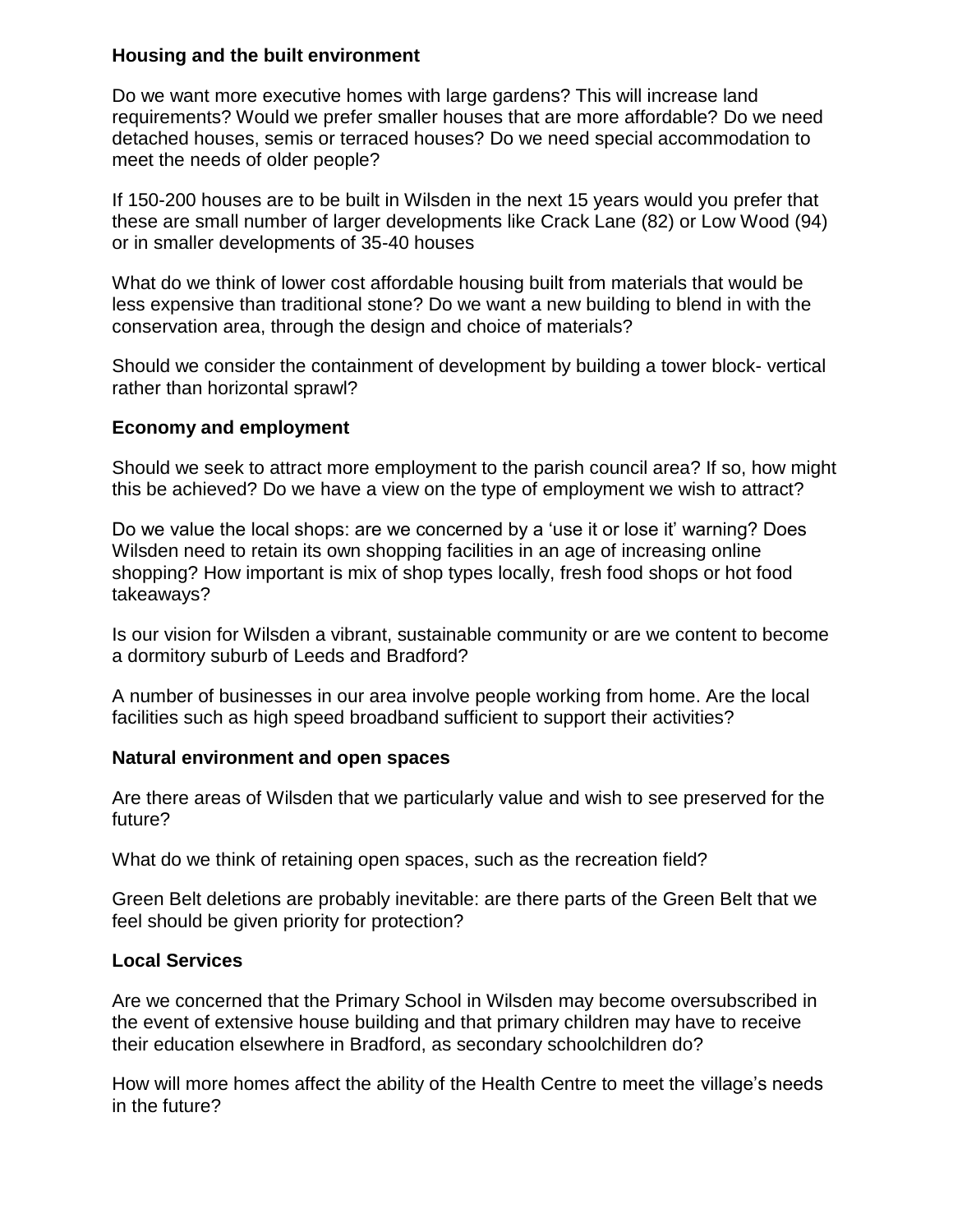**Housing and the built environment**

Do we want more executive homes with large gardens? This will increase land requirements? Would we prefer smaller houses that are more affordable? Do we need detached houses, semis or terraced houses? Do we need special accommodation to meet the needs of older people?

If 150-200 houses are to be built in Wilsden in the next 15 years would you prefer that these are small number of larger developments like Crack Lane (82) or Low Wood (94) or in smaller developments of 35-40 houses

What do we think of lower cost affordable housing built from materials that would be less expensive than traditional stone? Do we want a new building to blend in with the conservation area, through the design and choice of materials?

Should we consider the containment of development by building a tower block- vertical rather than horizontal sprawl?

**Economy and employment**

Should we seek to attract more employment to the parish council area? If so, how might this be achieved? Do we have a view on the type of employment we wish to attract?

Do we value the local shops: are we concerned by a 'use it or lose it' warning? Does Wilsden need to retain its own shopping facilities in an age of increasing online shopping? How important is mix of shop types locally, fresh food shops or hot food takeaways?

Is our vision for Wilsden a vibrant, sustainable community or are we content to become a dormitory suburb of Leeds and Bradford?

A number of businesses in our area involve people working from home. Are the local facilities such as high speed broadband sufficient to support their activities?

**Natural environment and open spaces**

Are there areas of Wilsden that we particularly value and wish to see preserved for the future?

What do we think of retaining open spaces, such as the recreation field?

Green Belt deletions are probably inevitable: are there parts of the Green Belt that we feel should be given priority for protection?

**Local Services**

Are we concerned that the Primary School in Wilsden may become oversubscribed in the event of extensive house building and that primary children may have to receive their education elsewhere in Bradford, as secondary schoolchildren do?

How will more homes affect the ability of the Health Centre to meet the village's needs in the future?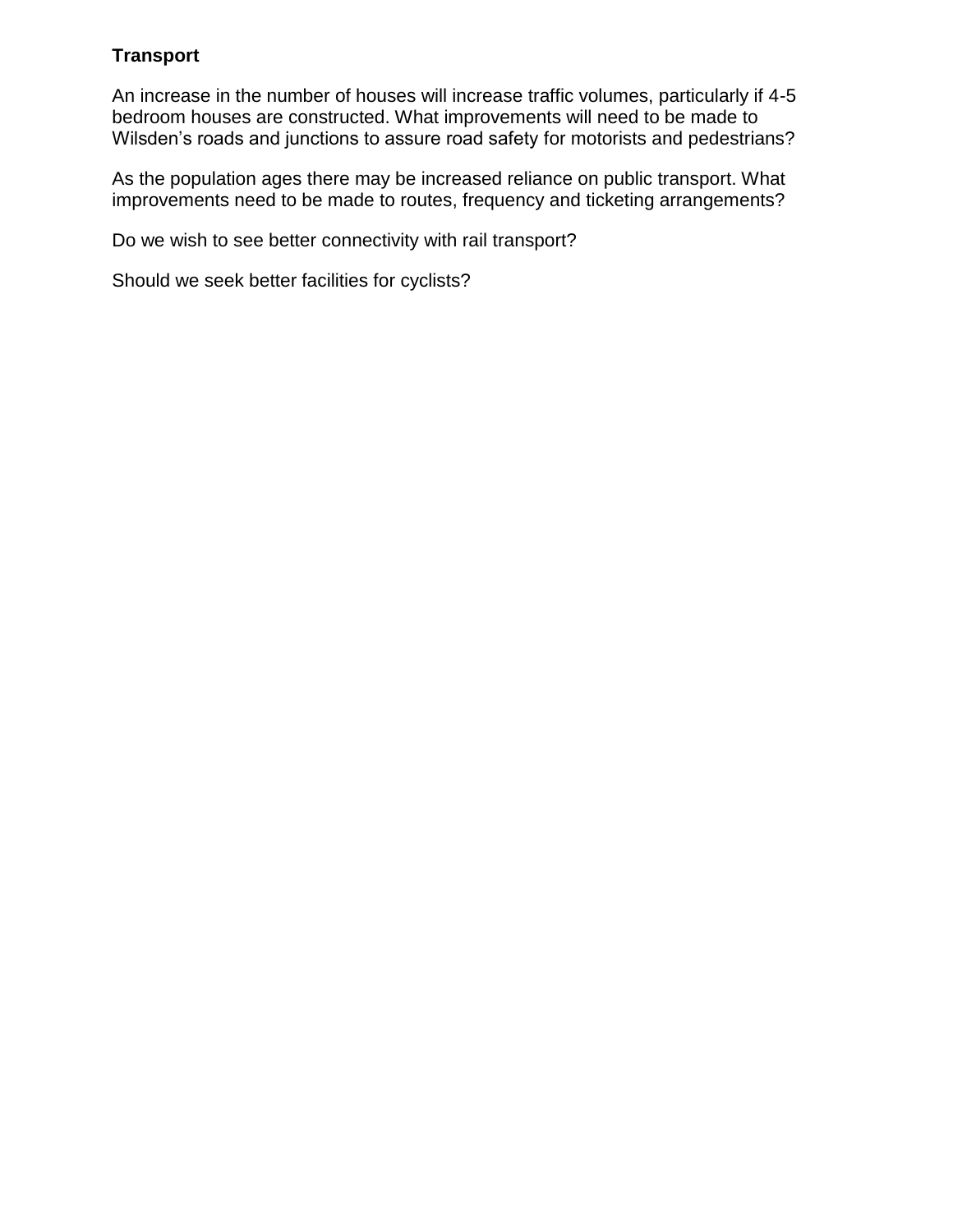**Transport**

An increase in the number of houses will increase traffic volumes, particularly if 4-5 bedroom houses are constructed. What improvements will need to be made to Wilsden's roads and junctions to assure road safety for motorists and pedestrians?

As the population ages there may be increased reliance on public transport. What improvements need to be made to routes, frequency and ticketing arrangements?

Do we wish to see better connectivity with rail transport?

Should we seek better facilities for cyclists?